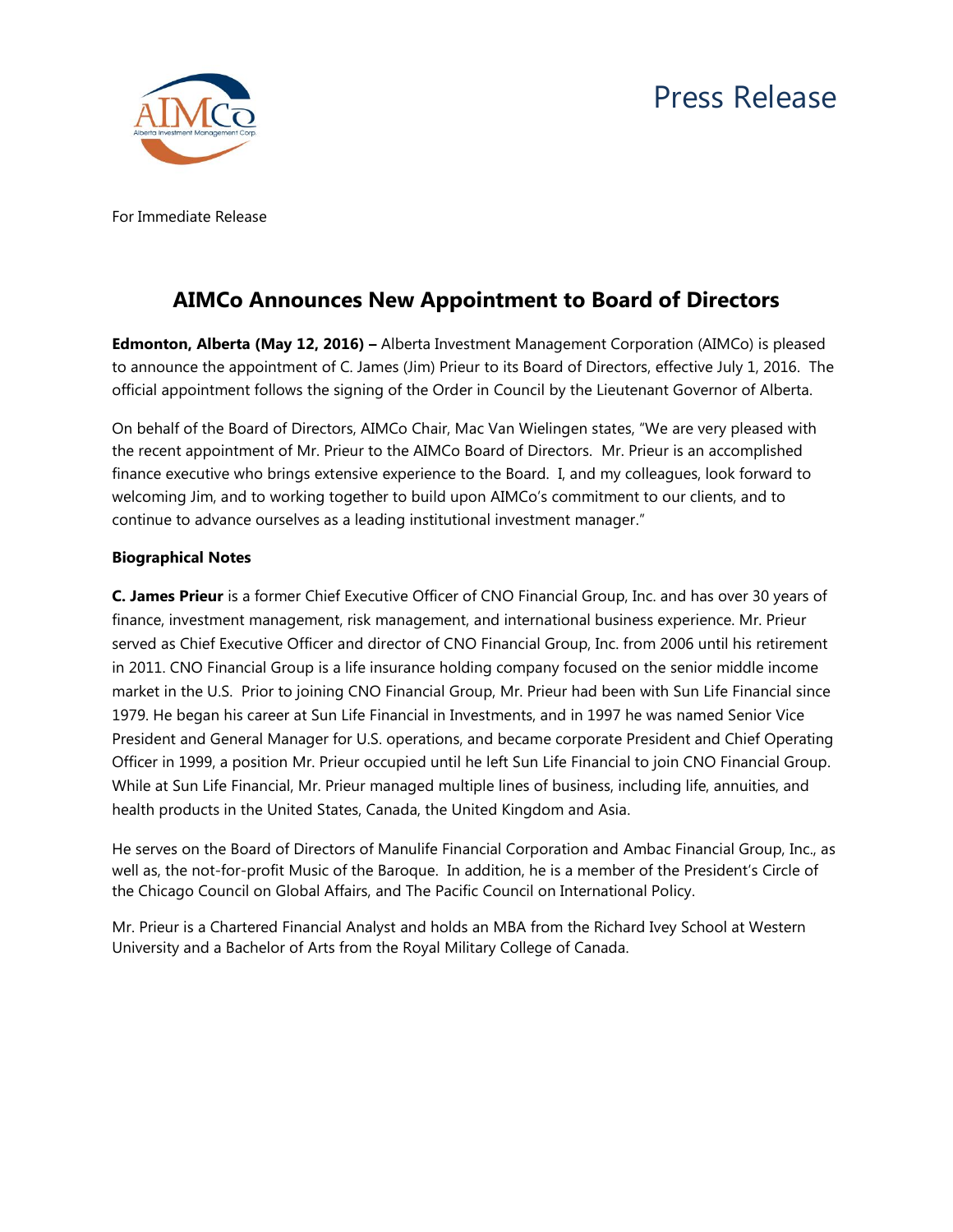Press Release

For Immediate Release

# AIMCo Announces New Appointment to Board of Directors

**Edmonton, Alberta (May 12, 2016) –** Alberta Investment Management Corporation (AIMCo) is pleased to announce the appointment of C. James (Jim) Prieur to its Board of Directors, effective July 1, 2016. The official appointment follows the signing of the Order in Council by the Lieutenant Governor of Alberta.

On behalf of the Board of Directors, AIMCo Chair, Mac Van Wielingen states, "We are very pleased with the recent appointment of Mr. Prieur to the AIMCo Board of Directors. Mr. Prieur is an accomplished finance executive who brings extensive experience to the Board. I, and my colleagues, look forward to welcoming Jim, and to working together to build upon AIMCo's commitment to our clients, and to continue to advance ourselves as a leading institutional investment manager."

**Biographical Notes**

**C. James Prieur** is a former Chief Executive Officer of CNO Financial Group, Inc. and has over 30 years of finance, investment management, risk management, and international business experience. Mr. Prieur served as Chief Executive Officer and director of CNO Financial Group, Inc. from 2006 until his retirement in 2011. CNO Financial Group is a life insurance holding company focused on the senior middle income market in the U.S. Prior to joining CNO Financial Group, Mr. Prieur had been with Sun Life Financial since 1979. He began his career at Sun Life Financial in Investments, and in 1997 he was named Senior Vice President and General Manager for U.S. operations, and became corporate President and Chief Operating Officer in 1999, a position Mr. Prieur occupied until he left Sun Life Financial to join CNO Financial Group. While at Sun Life Financial, Mr. Prieur managed multiple lines of business, including life, annuities, and health products in the United States, Canada, the United Kingdom and Asia.

He serves on the Board of Directors of Manulife Financial Corporation and Ambac Financial Group, Inc., as well as, the not-for-profit Music of the Baroque. In addition, he is a member of the President's Circle of the Chicago Council on Global Affairs, and The Pacific Council on International Policy.

Mr. Prieur is a Chartered Financial Analyst and holds an MBA from the Richard Ivey School at Western University and a Bachelor of Arts from the Royal Military College of Canada.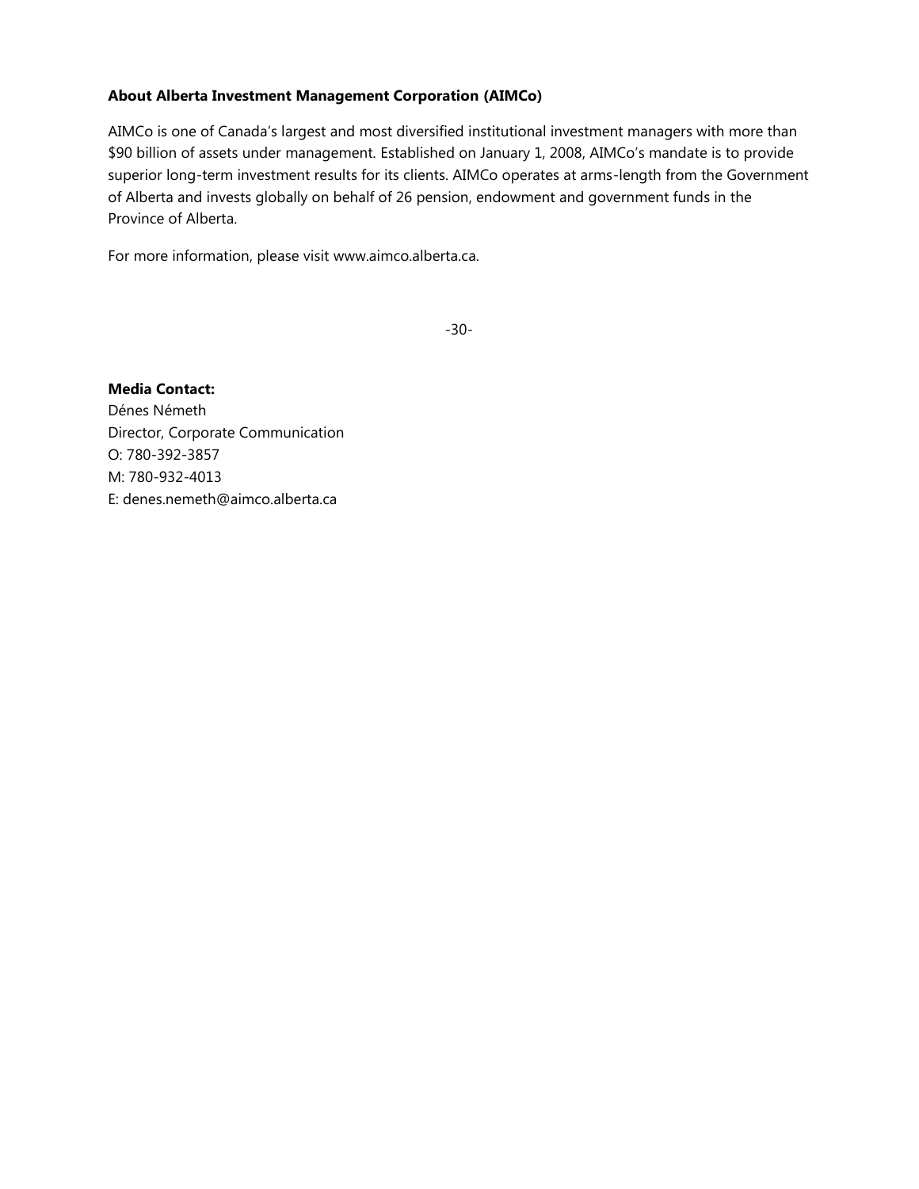**About Alberta Investment Management Corporation (AIMCo)**

AIMCo is one of Canada's largest and most diversified institutional investment managers with more than $90 billion of assets under management. Established on January 1, 2008, AIMCo's mandate is to provide superior long-term investment results for its clients. AIMCo operates at arms-length from the Government of Alberta and invests globally on behalf of 26 pension, endowment and government funds in the Province of Alberta.

For more information, please visit www.aimco.alberta.ca.

-30-

**Media Contact:**
Dénes Németh
Director, Corporate Communication
O: 780-392-3857
M: 780-932-4013
E: denes.nemeth@aimco.alberta.ca